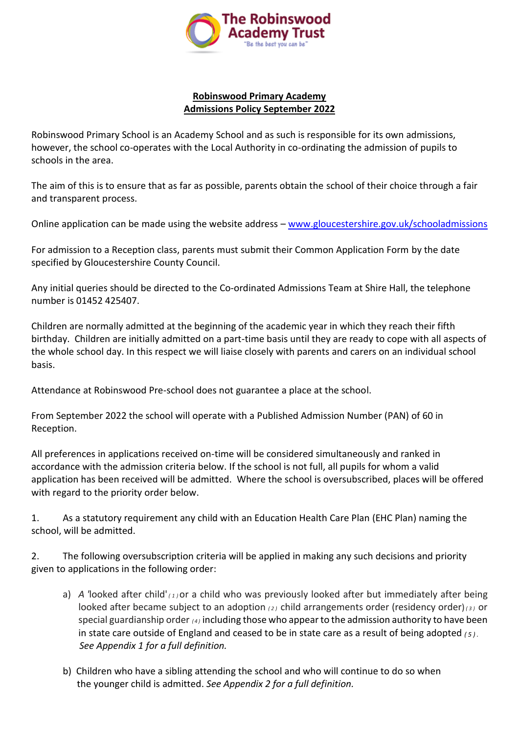The Robinswood Academy Trust
"Be the best you can be"

**Robinswood Primary Academy**
**Admissions Policy September 2022**

Robinswood Primary School is an Academy School and as such is responsible for its own admissions, however, the school co-operates with the Local Authority in co-ordinating the admission of pupils to schools in the area.

The aim of this is to ensure that as far as possible, parents obtain the school of their choice through a fair and transparent process.

Online application can be made using the website address – [www.gloucestershire.gov.uk/schooladmissions](http://www.gloucestershire.gov.uk/schooladmissions)

For admission to a Reception class, parents must submit their Common Application Form by the date specified by Gloucestershire County Council.

Any initial queries should be directed to the Co-ordinated Admissions Team at Shire Hall, the telephone number is 01452 425407.

Children are normally admitted at the beginning of the academic year in which they reach their fifth birthday. Children are initially admitted on a part-time basis until they are ready to cope with all aspects of the whole school day. In this respect we will liaise closely with parents and carers on an individual school basis.

Attendance at Robinswood Pre-school does not guarantee a place at the school.

From September 2022 the school will operate with a Published Admission Number (PAN) of 60 in Reception.

All preferences in applications received on-time will be considered simultaneously and ranked in accordance with the admission criteria below. If the school is not full, all pupils for whom a valid application has been received will be admitted. Where the school is oversubscribed, places will be offered with regard to the priority order below.

1. As a statutory requirement any child with an Education Health Care Plan (EHC Plan) naming the school, will be admitted.

2. The following oversubscription criteria will be applied in making any such decisions and priority given to applications in the following order:

   a) *A* 'looked after child' (1) or a child who was previously looked after but immediately after being looked after became subject to an adoption (2) child arrangements order (residency order) (3) or special guardianship order (4) including those who appear to the admission authority to have been in state care outside of England and ceased to be in state care as a result of being adopted (5). *See Appendix 1 for a full definition.*

   b) Children who have a sibling attending the school and who will continue to do so when the younger child is admitted. *See Appendix 2 for a full definition.*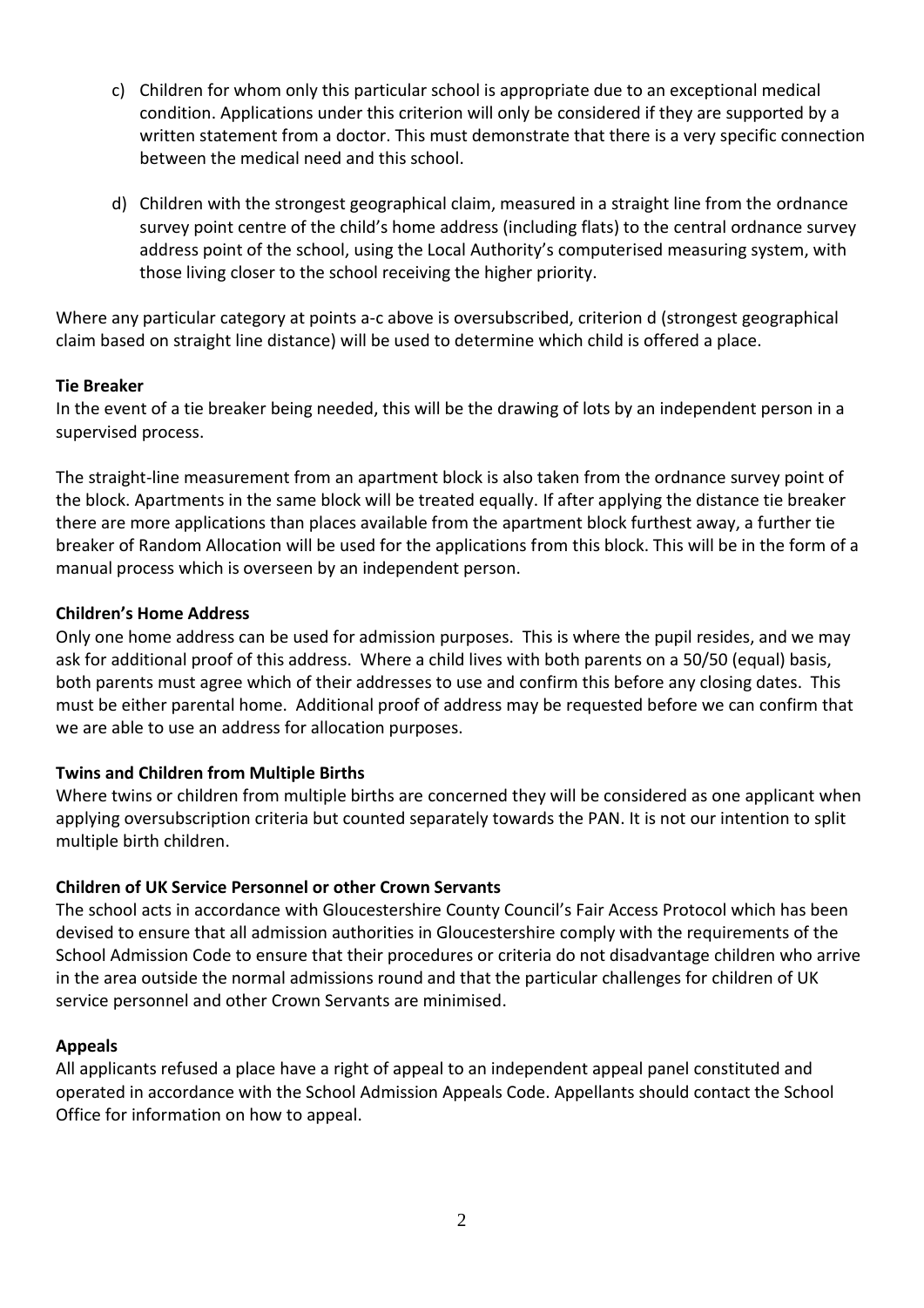c) Children for whom only this particular school is appropriate due to an exceptional medical condition. Applications under this criterion will only be considered if they are supported by a written statement from a doctor. This must demonstrate that there is a very specific connection between the medical need and this school.

d) Children with the strongest geographical claim, measured in a straight line from the ordnance survey point centre of the child's home address (including flats) to the central ordnance survey address point of the school, using the Local Authority's computerised measuring system, with those living closer to the school receiving the higher priority.

Where any particular category at points a-c above is oversubscribed, criterion d (strongest geographical claim based on straight line distance) will be used to determine which child is offered a place.

**Tie Breaker**

In the event of a tie breaker being needed, this will be the drawing of lots by an independent person in a supervised process.

The straight-line measurement from an apartment block is also taken from the ordnance survey point of the block. Apartments in the same block will be treated equally. If after applying the distance tie breaker there are more applications than places available from the apartment block furthest away, a further tie breaker of Random Allocation will be used for the applications from this block. This will be in the form of a manual process which is overseen by an independent person.

**Children's Home Address**

Only one home address can be used for admission purposes. This is where the pupil resides, and we may ask for additional proof of this address. Where a child lives with both parents on a 50/50 (equal) basis, both parents must agree which of their addresses to use and confirm this before any closing dates. This must be either parental home. Additional proof of address may be requested before we can confirm that we are able to use an address for allocation purposes.

**Twins and Children from Multiple Births**

Where twins or children from multiple births are concerned they will be considered as one applicant when applying oversubscription criteria but counted separately towards the PAN. It is not our intention to split multiple birth children.

**Children of UK Service Personnel or other Crown Servants**

The school acts in accordance with Gloucestershire County Council's Fair Access Protocol which has been devised to ensure that all admission authorities in Gloucestershire comply with the requirements of the School Admission Code to ensure that their procedures or criteria do not disadvantage children who arrive in the area outside the normal admissions round and that the particular challenges for children of UK service personnel and other Crown Servants are minimised.

**Appeals**

All applicants refused a place have a right of appeal to an independent appeal panel constituted and operated in accordance with the School Admission Appeals Code. Appellants should contact the School Office for information on how to appeal.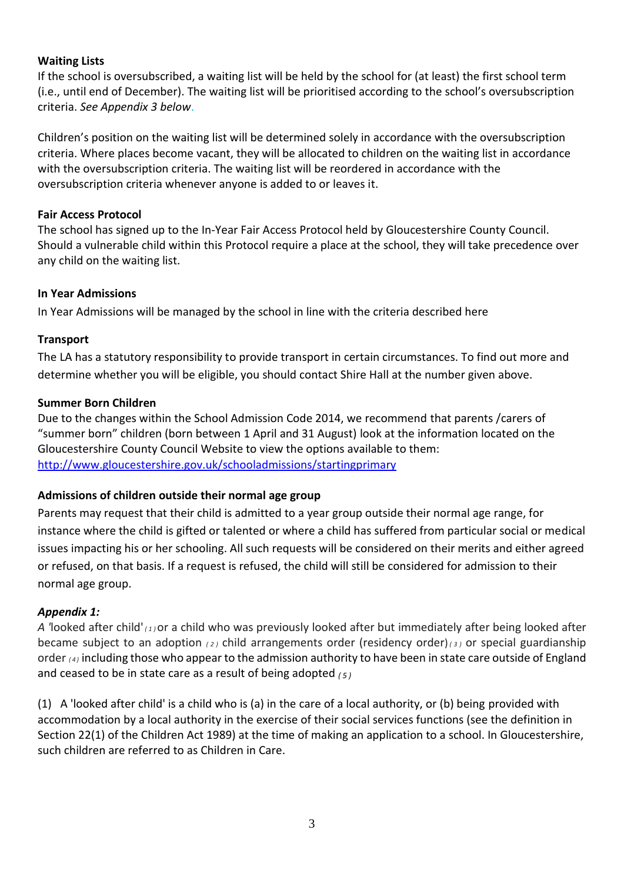**Waiting Lists**

If the school is oversubscribed, a waiting list will be held by the school for (at least) the first school term (i.e., until end of December). The waiting list will be prioritised according to the school's oversubscription criteria. *See Appendix 3 below*.

Children's position on the waiting list will be determined solely in accordance with the oversubscription criteria. Where places become vacant, they will be allocated to children on the waiting list in accordance with the oversubscription criteria. The waiting list will be reordered in accordance with the oversubscription criteria whenever anyone is added to or leaves it.

**Fair Access Protocol**

The school has signed up to the In-Year Fair Access Protocol held by Gloucestershire County Council. Should a vulnerable child within this Protocol require a place at the school, they will take precedence over any child on the waiting list.

**In Year Admissions**

In Year Admissions will be managed by the school in line with the criteria described here

**Transport**

The LA has a statutory responsibility to provide transport in certain circumstances. To find out more and determine whether you will be eligible, you should contact Shire Hall at the number given above.

**Summer Born Children**

Due to the changes within the School Admission Code 2014, we recommend that parents /carers of "summer born" children (born between 1 April and 31 August) look at the information located on the Gloucestershire County Council Website to view the options available to them: [http://www.gloucestershire.gov.uk/schooladmissions/startingprimary](http://www.gloucestershire.gov.uk/schooladmissions/startingprimary)

**Admissions of children outside their normal age group**

Parents may request that their child is admitted to a year group outside their normal age range, for instance where the child is gifted or talented or where a child has suffered from particular social or medical issues impacting his or her schooling. All such requests will be considered on their merits and either agreed or refused, on that basis. If a request is refused, the child will still be considered for admission to their normal age group.

***Appendix 1:***

*A* 'looked after child' (1) or a child who was previously looked after but immediately after being looked after became subject to an adoption (2) child arrangements order (residency order) (3) or special guardianship order (4) including those who appear to the admission authority to have been in state care outside of England and ceased to be in state care as a result of being adopted (5)

(1) A 'looked after child' is a child who is (a) in the care of a local authority, or (b) being provided with accommodation by a local authority in the exercise of their social services functions (see the definition in Section 22(1) of the Children Act 1989) at the time of making an application to a school. In Gloucestershire, such children are referred to as Children in Care.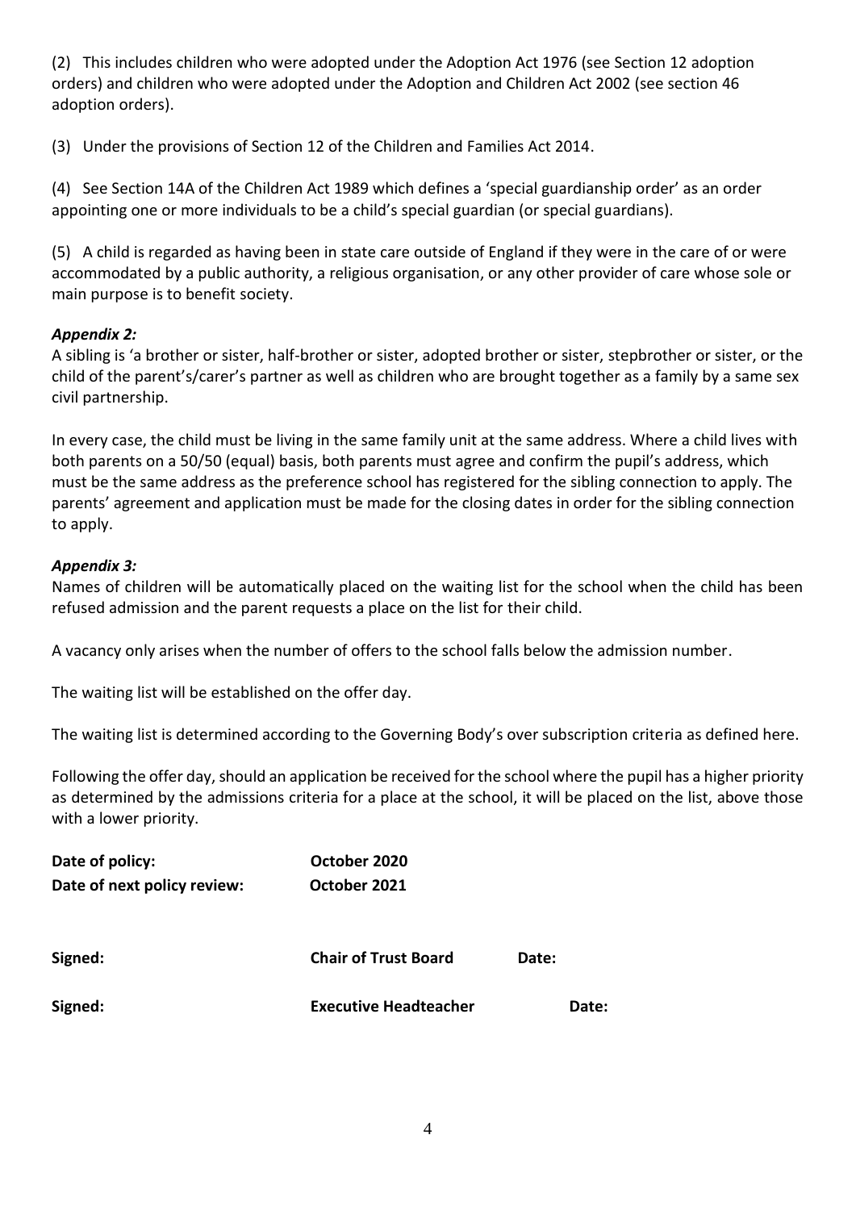(2) This includes children who were adopted under the Adoption Act 1976 (see Section 12 adoption orders) and children who were adopted under the Adoption and Children Act 2002 (see section 46 adoption orders).

(3) Under the provisions of Section 12 of the Children and Families Act 2014.

(4) See Section 14A of the Children Act 1989 which defines a 'special guardianship order' as an order appointing one or more individuals to be a child's special guardian (or special guardians).

(5) A child is regarded as having been in state care outside of England if they were in the care of or were accommodated by a public authority, a religious organisation, or any other provider of care whose sole or main purpose is to benefit society.

***Appendix 2:***

A sibling is 'a brother or sister, half-brother or sister, adopted brother or sister, stepbrother or sister, or the child of the parent's/carer's partner as well as children who are brought together as a family by a same sex civil partnership.

In every case, the child must be living in the same family unit at the same address. Where a child lives with both parents on a 50/50 (equal) basis, both parents must agree and confirm the pupil's address, which must be the same address as the preference school has registered for the sibling connection to apply. The parents' agreement and application must be made for the closing dates in order for the sibling connection to apply.

***Appendix 3:***

Names of children will be automatically placed on the waiting list for the school when the child has been refused admission and the parent requests a place on the list for their child.

A vacancy only arises when the number of offers to the school falls below the admission number.

The waiting list will be established on the offer day.

The waiting list is determined according to the Governing Body's over subscription criteria as defined here.

Following the offer day, should an application be received for the school where the pupil has a higher priority as determined by the admissions criteria for a place at the school, it will be placed on the list, above those with a lower priority.

**Date of policy:** **October 2020**
**Date of next policy review:** **October 2021**

**Signed:** **Chair of Trust Board** **Date:**

**Signed:** **Executive Headteacher** **Date:**